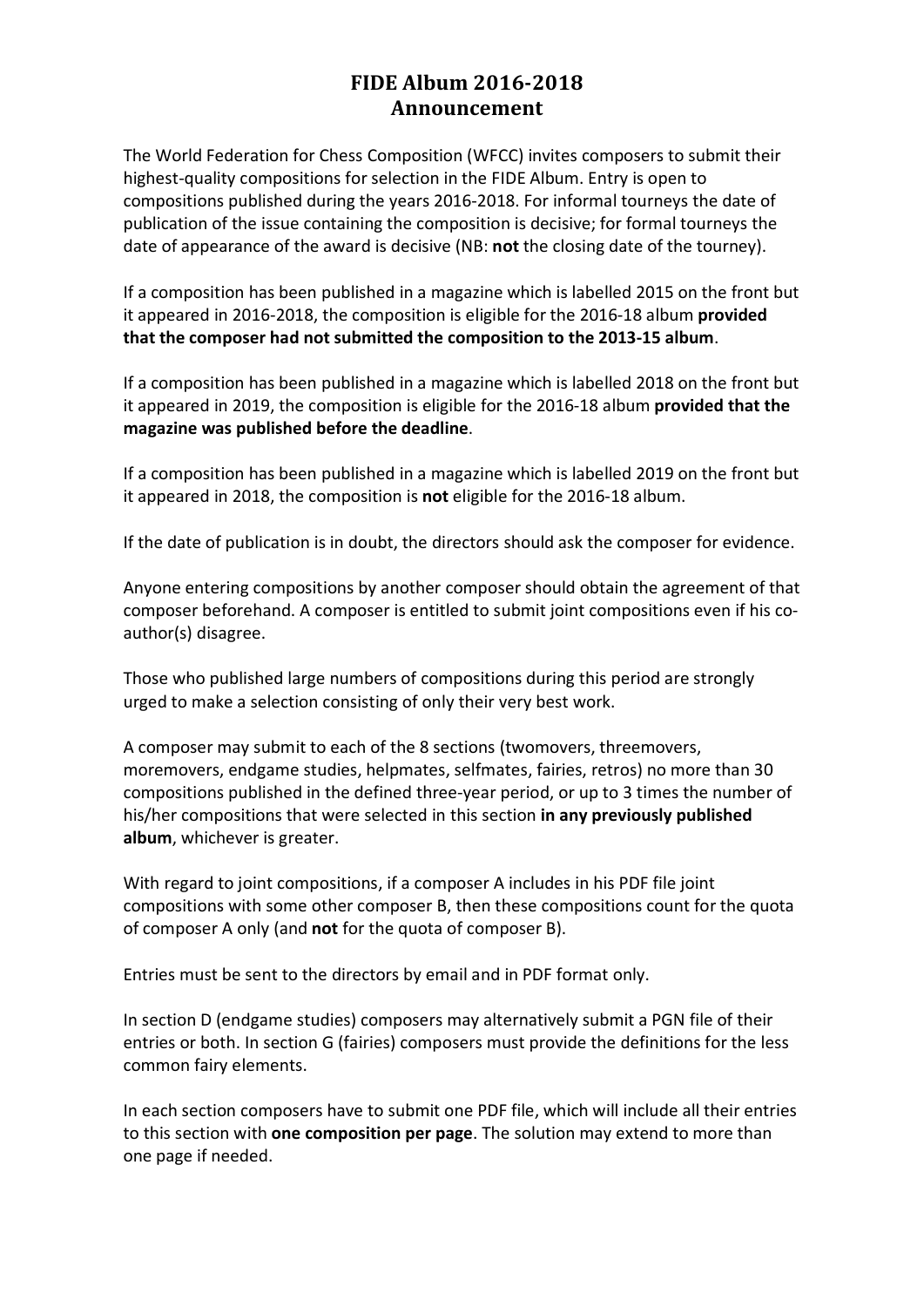# FIDE Album 2016-2018
# Announcement

The World Federation for Chess Composition (WFCC) invites composers to submit their highest-quality compositions for selection in the FIDE Album. Entry is open to compositions published during the years 2016-2018. For informal tourneys the date of publication of the issue containing the composition is decisive; for formal tourneys the date of appearance of the award is decisive (NB: **not** the closing date of the tourney).

If a composition has been published in a magazine which is labelled 2015 on the front but it appeared in 2016-2018, the composition is eligible for the 2016-18 album **provided that the composer had not submitted the composition to the 2013-15 album**.

If a composition has been published in a magazine which is labelled 2018 on the front but it appeared in 2019, the composition is eligible for the 2016-18 album **provided that the magazine was published before the deadline**.

If a composition has been published in a magazine which is labelled 2019 on the front but it appeared in 2018, the composition is **not** eligible for the 2016-18 album.

If the date of publication is in doubt, the directors should ask the composer for evidence.

Anyone entering compositions by another composer should obtain the agreement of that composer beforehand. A composer is entitled to submit joint compositions even if his co-author(s) disagree.

Those who published large numbers of compositions during this period are strongly urged to make a selection consisting of only their very best work.

A composer may submit to each of the 8 sections (twomovers, threemovers, moremovers, endgame studies, helpmates, selfmates, fairies, retros) no more than 30 compositions published in the defined three-year period, or up to 3 times the number of his/her compositions that were selected in this section **in any previously published album**, whichever is greater.

With regard to joint compositions, if a composer A includes in his PDF file joint compositions with some other composer B, then these compositions count for the quota of composer A only (and **not** for the quota of composer B).

Entries must be sent to the directors by email and in PDF format only.

In section D (endgame studies) composers may alternatively submit a PGN file of their entries or both. In section G (fairies) composers must provide the definitions for the less common fairy elements.

In each section composers have to submit one PDF file, which will include all their entries to this section with **one composition per page**. The solution may extend to more than one page if needed.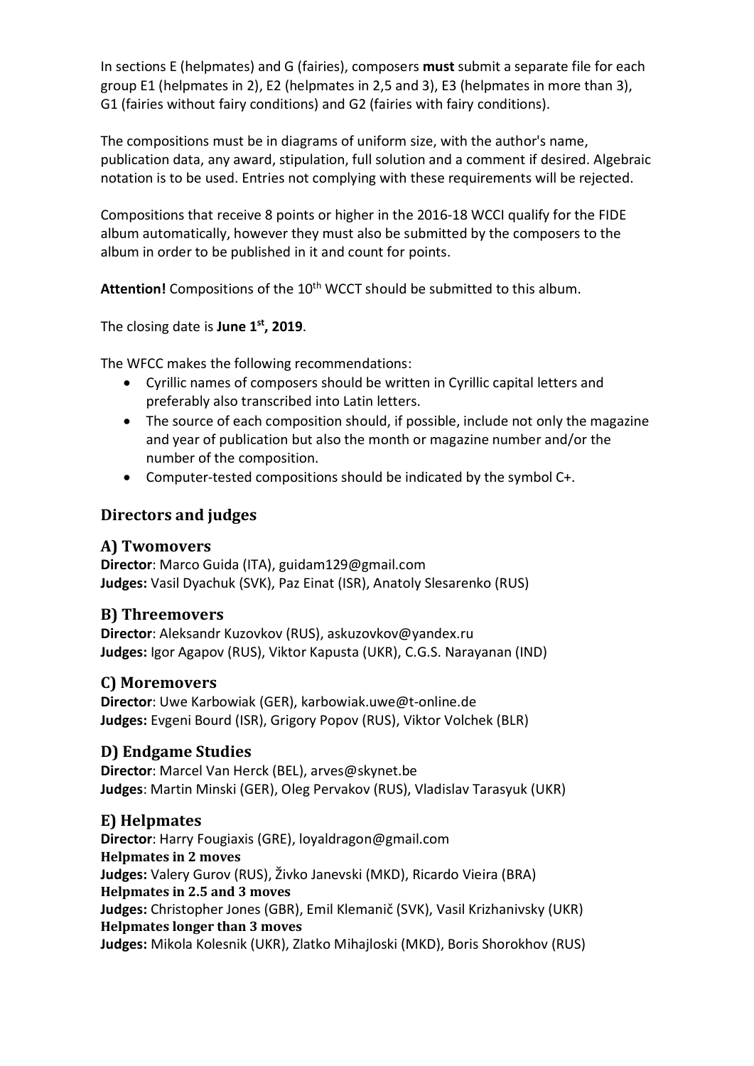In sections E (helpmates) and G (fairies), composers **must** submit a separate file for each group E1 (helpmates in 2), E2 (helpmates in 2,5 and 3), E3 (helpmates in more than 3), G1 (fairies without fairy conditions) and G2 (fairies with fairy conditions).

The compositions must be in diagrams of uniform size, with the author's name, publication data, any award, stipulation, full solution and a comment if desired. Algebraic notation is to be used. Entries not complying with these requirements will be rejected.

Compositions that receive 8 points or higher in the 2016-18 WCCI qualify for the FIDE album automatically, however they must also be submitted by the composers to the album in order to be published in it and count for points.

**Attention!** Compositions of the 10th WCCT should be submitted to this album.

The closing date is **June 1st, 2019**.

The WFCC makes the following recommendations:

- Cyrillic names of composers should be written in Cyrillic capital letters and preferably also transcribed into Latin letters.
- The source of each composition should, if possible, include not only the magazine and year of publication but also the month or magazine number and/or the number of the composition.
- Computer-tested compositions should be indicated by the symbol C+.

## Directors and judges

### A) Twomovers

**Director**: Marco Guida (ITA), guidam129@gmail.com
**Judges:** Vasil Dyachuk (SVK), Paz Einat (ISR), Anatoly Slesarenko (RUS)

### B) Threemovers

**Director**: Aleksandr Kuzovkov (RUS), askuzovkov@yandex.ru
**Judges:** Igor Agapov (RUS), Viktor Kapusta (UKR), C.G.S. Narayanan (IND)

### C) Moremovers

**Director**: Uwe Karbowiak (GER), karbowiak.uwe@t-online.de
**Judges:** Evgeni Bourd (ISR), Grigory Popov (RUS), Viktor Volchek (BLR)

### D) Endgame Studies

**Director**: Marcel Van Herck (BEL), arves@skynet.be
**Judges**: Martin Minski (GER), Oleg Pervakov (RUS), Vladislav Tarasyuk (UKR)

### E) Helpmates

**Director**: Harry Fougiaxis (GRE), loyaldragon@gmail.com
**Helpmates in 2 moves**
**Judges:** Valery Gurov (RUS), Živko Janevski (MKD), Ricardo Vieira (BRA)
**Helpmates in 2.5 and 3 moves**
**Judges:** Christopher Jones (GBR), Emil Klemanič (SVK), Vasil Krizhanivsky (UKR)
**Helpmates longer than 3 moves**
**Judges:** Mikola Kolesnik (UKR), Zlatko Mihajloski (MKD), Boris Shorokhov (RUS)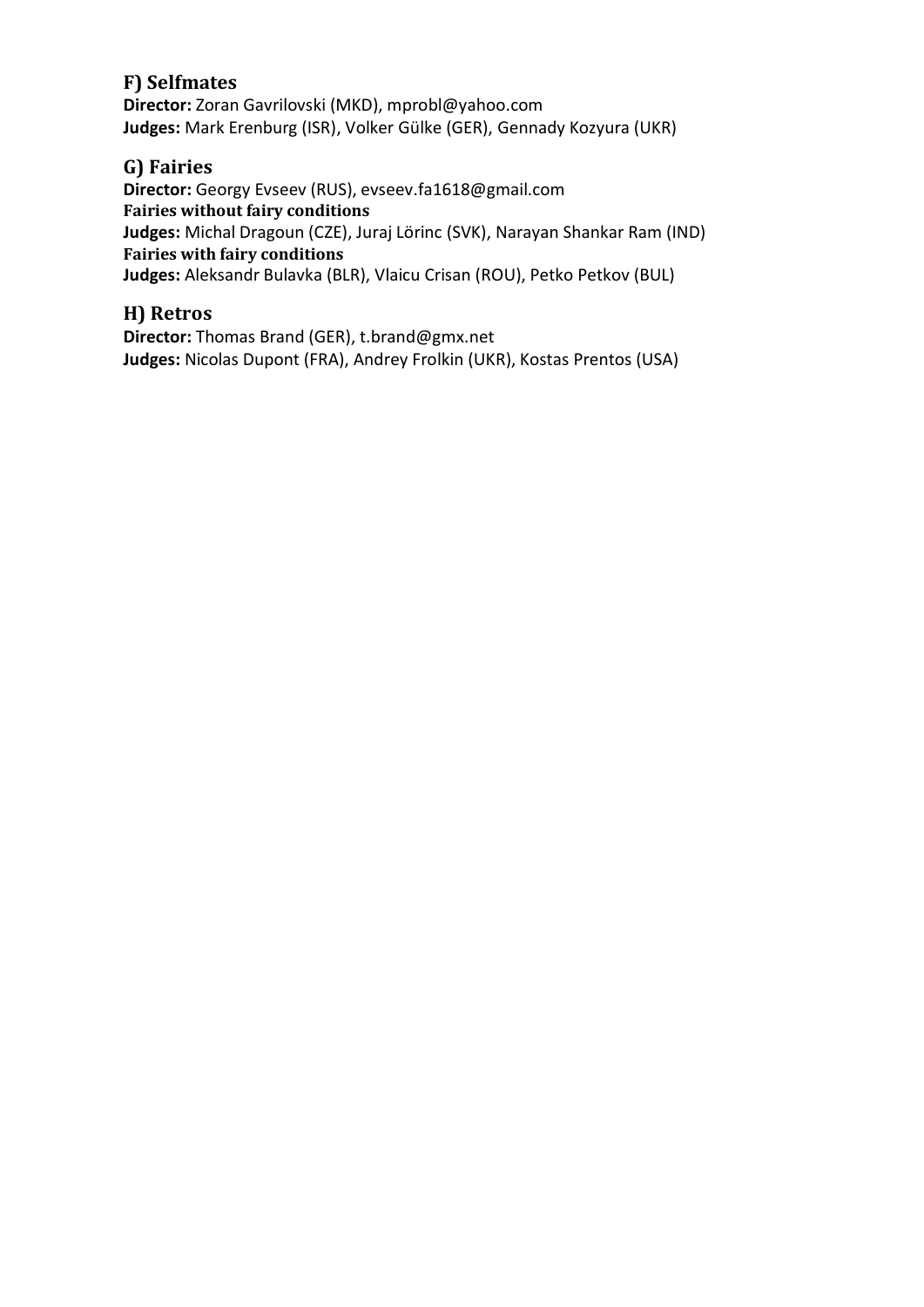## F) Selfmates

**Director:** Zoran Gavrilovski (MKD), mprobl@yahoo.com
**Judges:** Mark Erenburg (ISR), Volker Gülke (GER), Gennady Kozyura (UKR)

## G) Fairies

**Director:** Georgy Evseev (RUS), evseev.fa1618@gmail.com
**Fairies without fairy conditions**
**Judges:** Michal Dragoun (CZE), Juraj Lörinc (SVK), Narayan Shankar Ram (IND)
**Fairies with fairy conditions**
**Judges:** Aleksandr Bulavka (BLR), Vlaicu Crisan (ROU), Petko Petkov (BUL)

## H) Retros

**Director:** Thomas Brand (GER), t.brand@gmx.net
**Judges:** Nicolas Dupont (FRA), Andrey Frolkin (UKR), Kostas Prentos (USA)